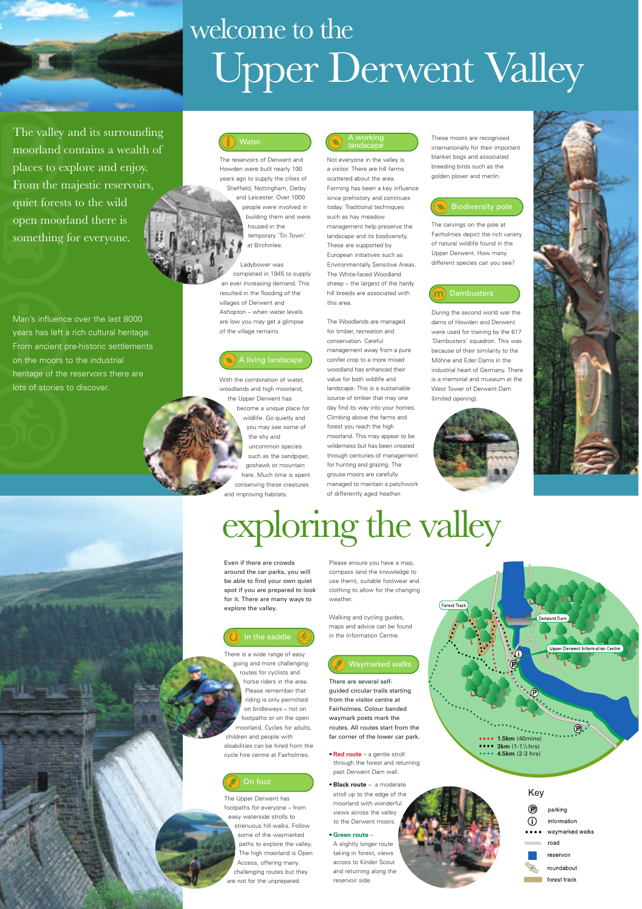# welcome to the Upper Derwent Valley

The valley and its surrounding moorland contains a wealth of places to explore and enjoy. From the majestic reservoirs, quiet forests to the wild open moorland there is something for everyone.

Man's influence over the last 8000 years has left a rich cultural heritage. From ancient pre-historic settlements on the moors to the industrial heritage of the reservoirs there are lots of stories to discover.

## Water

The reservoirs of Derwent and Howden were built nearly 100 years ago to supply the cities of Sheffield, Nottingham, Derby and Leicester. Over 1000 people were involved in building them and were housed in the temporary 'Tin Town' at Birchinlee.

Ladybower was completed in 1945 to supply an ever increasing demand. This resulted in the flooding of the villages of Derwent and Ashopton – when water levels are low you may get a glimpse of the village remains.

## A living landscape

With the combination of water, woodlands and high moorland, the Upper Derwent has become a unique place for wildlife. Go quietly and you may see some of the shy and uncommon species such as the sandpiper, goshawk or mountain hare. Much time is spent conserving these creatures and improving habitats.

## A working landscape

Not everyone in the valley is a visitor. There are hill farms scattered about the area. Farming has been a key influence since prehistory and continues today. Traditional techniques such as hay meadow management help preserve the landscape and its biodiversity. These are supported by European initiatives such as Environmentally Sensitive Areas. The White-faced Woodland sheep – the largest of the hardy hill breeds are associated with this area.

The Woodlands are managed for timber, recreation and conservation. Careful management away from a pure conifer crop to a more mixed woodland has enhanced their value for both wildlife and landscape. This is a sustainable source of timber that may one day find its way into your homes. Climbing above the farms and forest you reach the high moorland. This may appear to be wilderness but has been created through centuries of management for hunting and grazing. The grouse moors are carefully managed to maintain a patchwork of differently aged heather.

These moors are recognised internationally for their important blanket bogs and associated breeding birds such as the golden plover and merlin.

## Biodiversity pole

The carvings on the pole at Fairholmes depict the rich variety of natural wildlife found in the Upper Derwent. How many different species can you see?

## Dambusters

During the second world war the dams of Howden and Derwent were used for training by the 617 'Dambusters' squadron. This was because of their similarity to the Möhne and Eder Dams in the industrial heart of Germany. There is a memorial and museum at the West Tower of Derwent Dam (limited opening).

# exploring the valley

**Even if there are crowds around the car parks, you will be able to find your own quiet spot if you are prepared to look for it. There are many ways to explore the valley.**

Please ensure you have a map, compass (and the knowledge to use them), suitable footwear and clothing to allow for the changing weather.

Walking and cycling guides, maps and advice can be found in the Information Centre.

## In the saddle

There is a wide range of easy going and more challenging routes for cyclists and horse riders in the area. Please remember that riding is only permitted on bridleways – not on footpaths or on the open moorland. Cycles for adults, children and people with disabilities can be hired from the cycle hire centre at Fairholmes.

## On foot

The Upper Derwent has footpaths for everyone – from easy waterside strolls to strenuous hill walks. Follow some of the waymarked paths to explore the valley. The high moorland is Open Access, offering many challenging routes but they are not for the unprepared.

## Waymarked walks

**There are several self-guided circular trails starting from the visitor centre at Fairholmes. Colour banded waymark posts mark the routes. All routes start from the far corner of the lower car park.**

- **Red route** – a gentle stroll through the forest and returning past Derwent Dam wall.
- **Black route** – a moderate stroll up to the edge of the moorland with wonderful views across the valley to the Derwent moors.
- **Green route** – A slightly longer route taking in forest, views across to Kinder Scout and returning along the reservoir side.

Forest Track

Derwent Dam

Upper Derwent Information Centre

- 1.5km (40mins)
- 3km (1-1½ hrs)
- 4.5km (2-3 hrs)

### Key

- parking
- information
- waymarked walks
- road
- reservoir
- roundabout
- forest track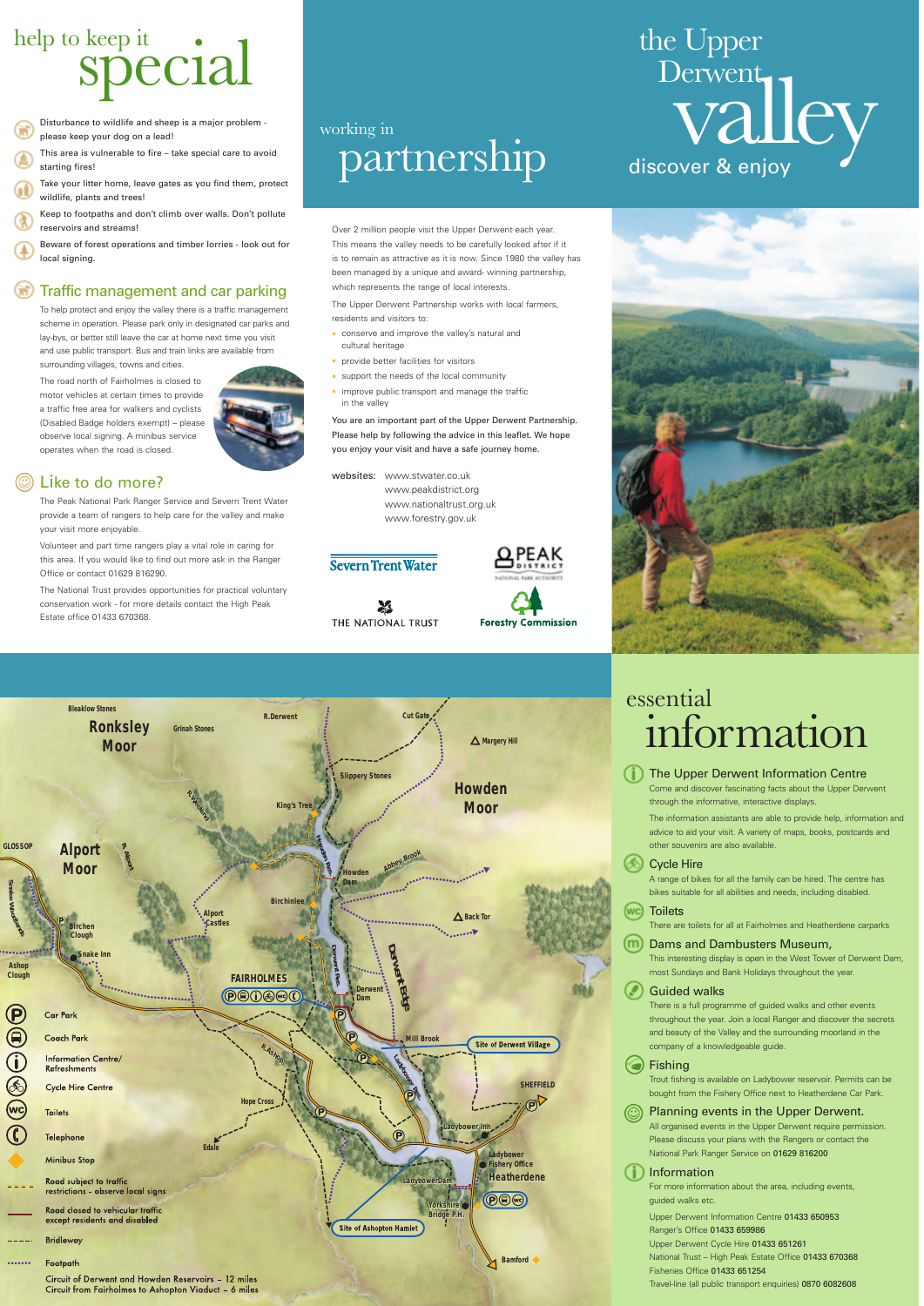# help to keep it special

- Disturbance to wildlife and sheep is a major problem - please keep your dog on a lead!
- This area is vulnerable to fire – take special care to avoid starting fires!
- Take your litter home, leave gates as you find them, protect wildlife, plants and trees!
- Keep to footpaths and don't climb over walls. Don't pollute reservoirs and streams!
- Beware of forest operations and timber lorries - look out for local signing.

## Traffic management and car parking

To help protect and enjoy the valley there is a traffic management scheme in operation. Please park only in designated car parks and lay-bys, or better still leave the car at home next time you visit and use public transport. Bus and train links are available from surrounding villages, towns and cities.

The road north of Fairholmes is closed to motor vehicles at certain times to provide a traffic free area for walkers and cyclists (Disabled Badge holders exempt) – please observe local signing. A minibus service operates when the road is closed.

## Like to do more?

The Peak National Park Ranger Service and Severn Trent Water provide a team of rangers to help care for the valley and make your visit more enjoyable.

Volunteer and part time rangers play a vital role in caring for this area. If you would like to find out more ask in the Ranger Office or contact 01629 816290.

The National Trust provides opportunities for practical voluntary conservation work - for more details contact the High Peak Estate office 01433 670368.

# working in partnership

Over 2 million people visit the Upper Derwent each year. This means the valley needs to be carefully looked after if it is to remain as attractive as it is now. Since 1980 the valley has been managed by a unique and award- winning partnership, which represents the range of local interests.

The Upper Derwent Partnership works with local farmers, residents and visitors to:

- conserve and improve the valley's natural and cultural heritage
- provide better facilities for visitors
- support the needs of the local community
- improve public transport and manage the traffic in the valley

You are an important part of the Upper Derwent Partnership. Please help by following the advice in this leaflet. We hope you enjoy your visit and have a safe journey home.

websites: www.stwater.co.uk
www.peakdistrict.org
www.nationaltrust.org.uk
www.forestry.gov.uk

Severn Trent Water
PEAK DISTRICT NATIONAL PARK AUTHORITY
THE NATIONAL TRUST
Forestry Commission

# the Upper Derwent valley

discover & enjoy

Bleaklow Stones
Ronksley Moor
Grinah Stones
R.Derwent
Cut Gate
Margery Hill
Slippery Stones
Howden Moor
R.Westend
King's Tree
GLOSSOP
Alport Moor
R. Alport
Howden Res.
Howden Dam
Abbey Brook
Snake Woodlands
Birchinlee
Alport Castles
Back Tor
Birchen Clough
Snake Inn
Ashop Clough
Derwent Res.
Derwent Edge
FAIRHOLMES
Derwent Dam
Mill Brook
Site of Derwent Village
R.Ashop
Ladybower Res.
SHEFFIELD
Hope Cross
Ladybower Inn
Edale
Ladybower Fishery Office
Heatherdene
Ladybower Dam
Yorkshire Bridge P.H.
Site of Ashopton Hamlet
Bamford

- Car Park
- Coach Park
- Information Centre/ Refreshments
- Cycle Hire Centre
- Toilets
- Telephone
- Minibus Stop
- Road subject to traffic restrictions - observe local signs
- Road closed to vehicular traffic except residents and disabled
- Bridleway
- Footpath

Circuit of Derwent and Howden Reservoirs – 12 miles
Circuit from Fairholmes to Ashopton Viaduct – 6 miles

# essential information

## The Upper Derwent Information Centre

Come and discover fascinating facts about the Upper Derwent through the informative, interactive displays.

The information assistants are able to provide help, information and advice to aid your visit. A variety of maps, books, postcards and other souvenirs are also available.

## Cycle Hire

A range of bikes for all the family can be hired. The centre has bikes suitable for all abilities and needs, including disabled.

## Toilets

There are toilets for all at Fairholmes and Heatherdene carparks

## Dams and Dambusters Museum,

This interesting display is open in the West Tower of Derwent Dam, most Sundays and Bank Holidays throughout the year.

## Guided walks

There is a full programme of guided walks and other events throughout the year. Join a local Ranger and discover the secrets and beauty of the Valley and the surrounding moorland in the company of a knowledgeable guide.

## Fishing

Trout fishing is available on Ladybower reservoir. Permits can be bought from the Fishery Office next to Heatherdene Car Park.

## Planning events in the Upper Derwent.

All organised events in the Upper Derwent require permission. Please discuss your plans with the Rangers or contact the National Park Ranger Service on 01629 816200

## Information

For more information about the area, including events, guided walks etc.

Upper Derwent Information Centre 01433 650953
Ranger's Office 01433 659986
Upper Derwent Cycle Hire 01433 651261
National Trust – High Peak Estate Office 01433 670368
Fisheries Office 01433 651254
Travel-line (all public transport enquiries) 0870 6082608